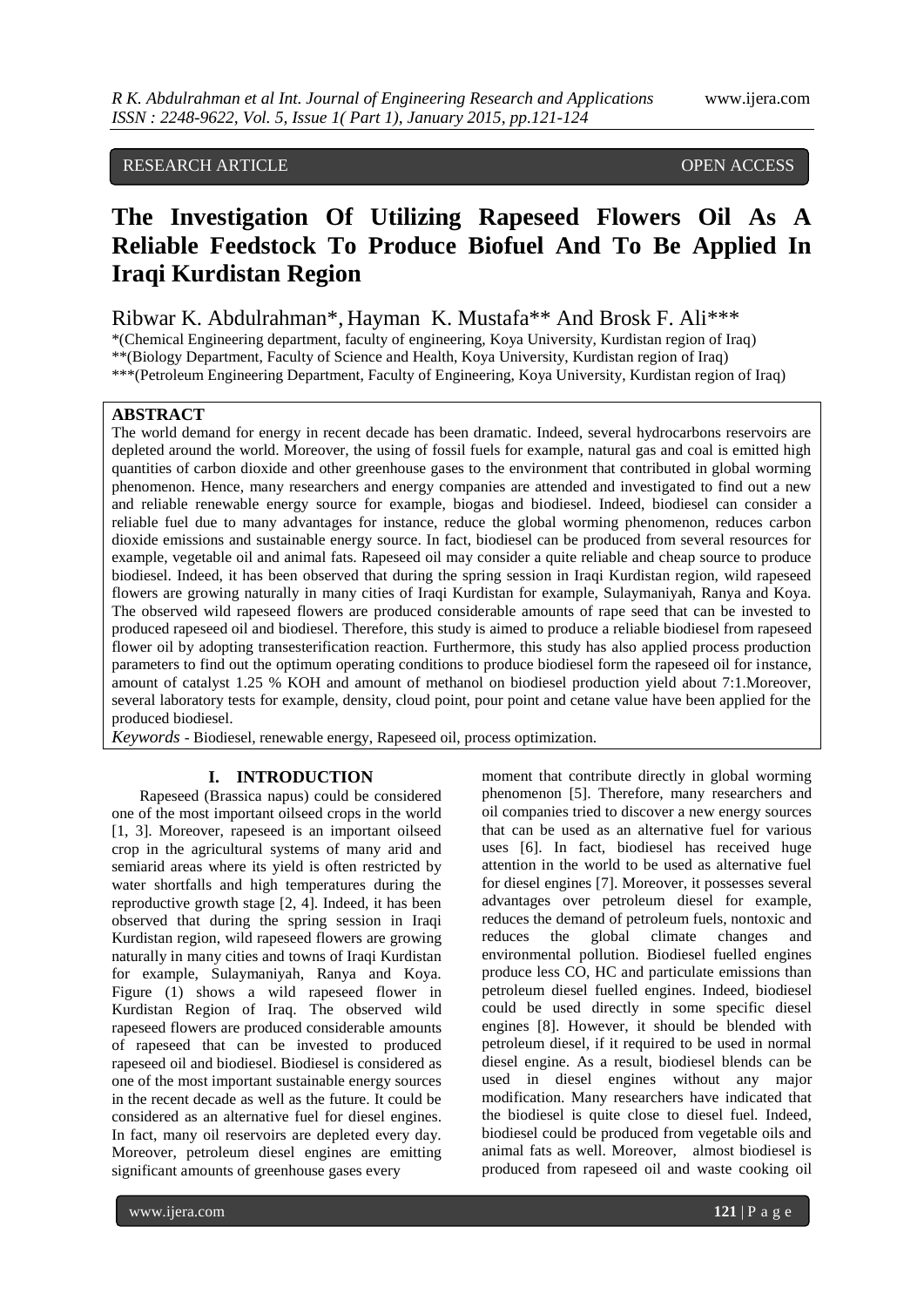RESEARCH ARTICLE OPEN ACCESS

# The Investigation Of Utilizing Rapeseed Flowers Oil As A Reliable Feedstock To Produce Biofuel And To Be Applied In Iraqi Kurdistan Region

Ribwar K. Abdulrahman*, Hayman K. Mustafa** And Brosk F. Ali***

*(Chemical Engineering department, faculty of engineering, Koya University, Kurdistan region of Iraq)
**(Biology Department, Faculty of Science and Health, Koya University, Kurdistan region of Iraq)
***(Petroleum Engineering Department, Faculty of Engineering, Koya University, Kurdistan region of Iraq)

## ABSTRACT

The world demand for energy in recent decade has been dramatic. Indeed, several hydrocarbons reservoirs are depleted around the world. Moreover, the using of fossil fuels for example, natural gas and coal is emitted high quantities of carbon dioxide and other greenhouse gases to the environment that contributed in global worming phenomenon. Hence, many researchers and energy companies are attended and investigated to find out a new and reliable renewable energy source for example, biogas and biodiesel. Indeed, biodiesel can consider a reliable fuel due to many advantages for instance, reduce the global worming phenomenon, reduces carbon dioxide emissions and sustainable energy source. In fact, biodiesel can be produced from several resources for example, vegetable oil and animal fats. Rapeseed oil may consider a quite reliable and cheap source to produce biodiesel. Indeed, it has been observed that during the spring session in Iraqi Kurdistan region, wild rapeseed flowers are growing naturally in many cities of Iraqi Kurdistan for example, Sulaymaniyah, Ranya and Koya. The observed wild rapeseed flowers are produced considerable amounts of rape seed that can be invested to produced rapeseed oil and biodiesel. Therefore, this study is aimed to produce a reliable biodiesel from rapeseed flower oil by adopting transesterification reaction. Furthermore, this study has also applied process production parameters to find out the optimum operating conditions to produce biodiesel form the rapeseed oil for instance, amount of catalyst 1.25 % KOH and amount of methanol on biodiesel production yield about 7:1.Moreover, several laboratory tests for example, density, cloud point, pour point and cetane value have been applied for the produced biodiesel.

*Keywords* - Biodiesel, renewable energy, Rapeseed oil, process optimization.

## I. INTRODUCTION

Rapeseed (Brassica napus) could be considered one of the most important oilseed crops in the world [1, 3]. Moreover, rapeseed is an important oilseed crop in the agricultural systems of many arid and semiarid areas where its yield is often restricted by water shortfalls and high temperatures during the reproductive growth stage [2, 4]. Indeed, it has been observed that during the spring session in Iraqi Kurdistan region, wild rapeseed flowers are growing naturally in many cities and towns of Iraqi Kurdistan for example, Sulaymaniyah, Ranya and Koya. Figure (1) shows a wild rapeseed flower in Kurdistan Region of Iraq. The observed wild rapeseed flowers are produced considerable amounts of rapeseed that can be invested to produced rapeseed oil and biodiesel. Biodiesel is considered as one of the most important sustainable energy sources in the recent decade as well as the future. It could be considered as an alternative fuel for diesel engines. In fact, many oil reservoirs are depleted every day. Moreover, petroleum diesel engines are emitting significant amounts of greenhouse gases every moment that contribute directly in global worming phenomenon [5]. Therefore, many researchers and oil companies tried to discover a new energy sources that can be used as an alternative fuel for various uses [6]. In fact, biodiesel has received huge attention in the world to be used as alternative fuel for diesel engines [7]. Moreover, it possesses several advantages over petroleum diesel for example, reduces the demand of petroleum fuels, nontoxic and reduces the global climate changes and environmental pollution. Biodiesel fuelled engines produce less CO, HC and particulate emissions than petroleum diesel fuelled engines. Indeed, biodiesel could be used directly in some specific diesel engines [8]. However, it should be blended with petroleum diesel, if it required to be used in normal diesel engine. As a result, biodiesel blends can be used in diesel engines without any major modification. Many researchers have indicated that the biodiesel is quite close to diesel fuel. Indeed, biodiesel could be produced from vegetable oils and animal fats as well. Moreover, almost biodiesel is produced from rapeseed oil and waste cooking oil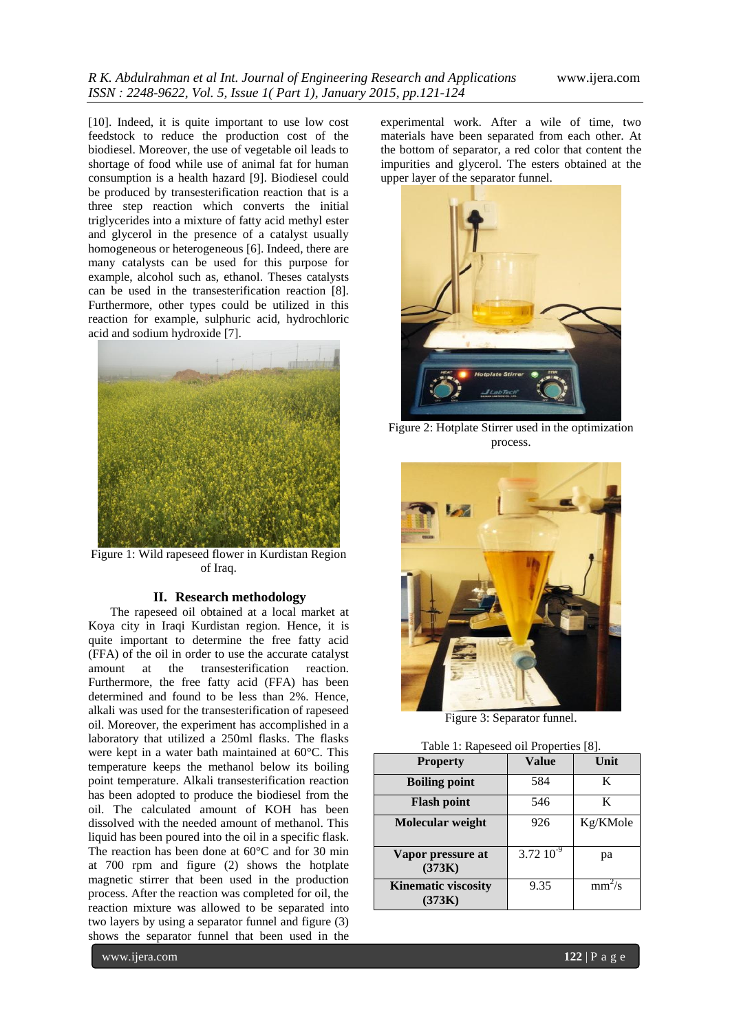[10]. Indeed, it is quite important to use low cost feedstock to reduce the production cost of the biodiesel. Moreover, the use of vegetable oil leads to shortage of food while use of animal fat for human consumption is a health hazard [9]. Biodiesel could be produced by transesterification reaction that is a three step reaction which converts the initial triglycerides into a mixture of fatty acid methyl ester and glycerol in the presence of a catalyst usually homogeneous or heterogeneous [6]. Indeed, there are many catalysts can be used for this purpose for example, alcohol such as, ethanol. Theses catalysts can be used in the transesterification reaction [8]. Furthermore, other types could be utilized in this reaction for example, sulphuric acid, hydrochloric acid and sodium hydroxide [7].

Figure 1: Wild rapeseed flower in Kurdistan Region of Iraq.

## II. Research methodology

The rapeseed oil obtained at a local market at Koya city in Iraqi Kurdistan region. Hence, it is quite important to determine the free fatty acid (FFA) of the oil in order to use the accurate catalyst amount at the transesterification reaction. Furthermore, the free fatty acid (FFA) has been determined and found to be less than 2%. Hence, alkali was used for the transesterification of rapeseed oil. Moreover, the experiment has accomplished in a laboratory that utilized a 250ml flasks. The flasks were kept in a water bath maintained at 60°C. This temperature keeps the methanol below its boiling point temperature. Alkali transesterification reaction has been adopted to produce the biodiesel from the oil. The calculated amount of KOH has been dissolved with the needed amount of methanol. This liquid has been poured into the oil in a specific flask. The reaction has been done at 60°C and for 30 min at 700 rpm and figure (2) shows the hotplate magnetic stirrer that been used in the production process. After the reaction was completed for oil, the reaction mixture was allowed to be separated into two layers by using a separator funnel and figure (3) shows the separator funnel that been used in the experimental work. After a wile of time, two materials have been separated from each other. At the bottom of separator, a red color that content the impurities and glycerol. The esters obtained at the upper layer of the separator funnel.

Figure 2: Hotplate Stirrer used in the optimization process.

Figure 3: Separator funnel.

Table 1: Rapeseed oil Properties [8].

| Property | Value | Unit |
|---|---|---|
| **Boiling point** | 584 | K |
| **Flash point** | 546 | K |
| **Molecular weight** | 926 | Kg/KMole |
| **Vapor pressure at (373K)** | $3.72\ 10^{-9}$ | pa |
| **Kinematic viscosity (373K)** | 9.35 | $mm^2/s$ |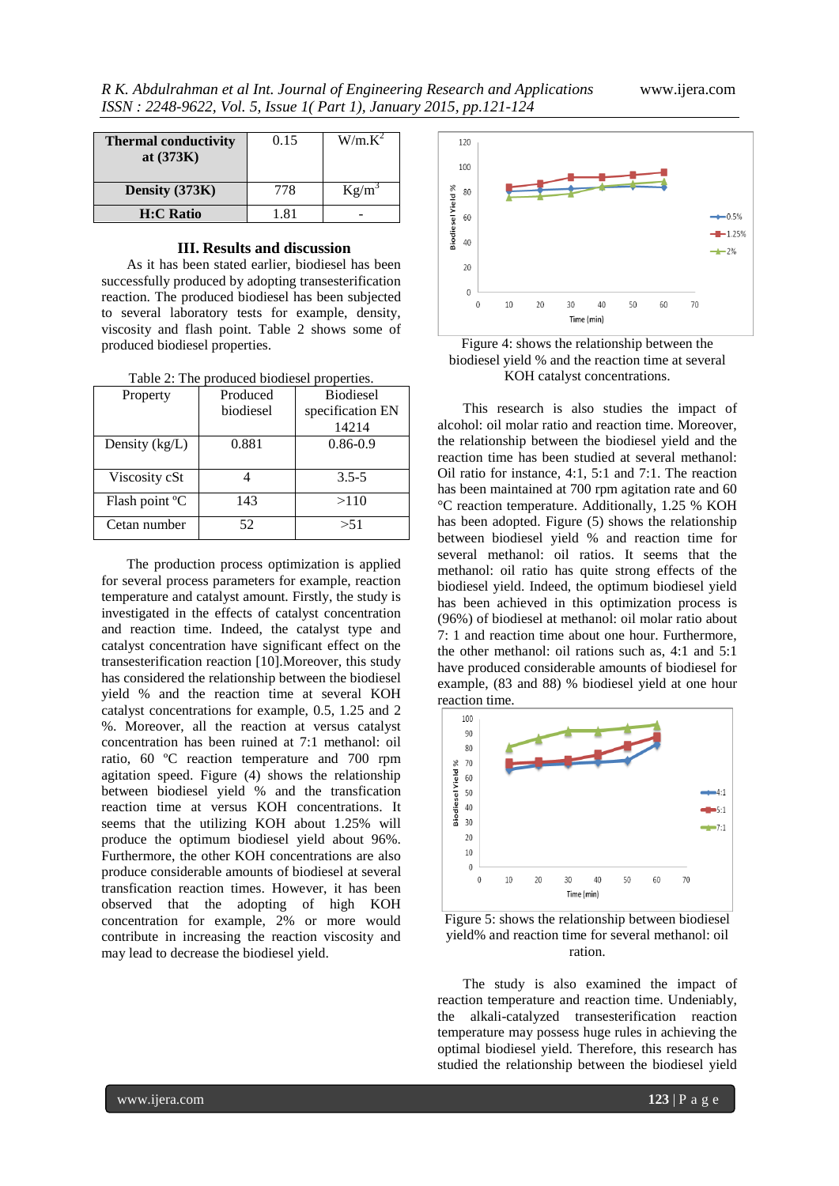| **Thermal conductivity at (373K)** | 0.15 | $W/m.K^2$ |
|---|---|---|
| **Density (373K)** | 778 | $Kg/m^3$ |
| **H:C Ratio** | 1.81 | - |

## III. Results and discussion

As it has been stated earlier, biodiesel has been successfully produced by adopting transesterification reaction. The produced biodiesel has been subjected to several laboratory tests for example, density, viscosity and flash point. Table 2 shows some of produced biodiesel properties.

Table 2: The produced biodiesel properties.

| Property | Produced biodiesel | Biodiesel specification EN 14214 |
|---|---|---|
| Density (kg/L) | 0.881 | 0.86-0.9 |
| Viscosity cSt | 4 | 3.5-5 |
| Flash point °C | 143 | >110 |
| Cetan number | 52 | >51 |

The production process optimization is applied for several process parameters for example, reaction temperature and catalyst amount. Firstly, the study is investigated in the effects of catalyst concentration and reaction time. Indeed, the catalyst type and catalyst concentration have significant effect on the transesterification reaction [10].Moreover, this study has considered the relationship between the biodiesel yield % and the reaction time at several KOH catalyst concentrations for example, 0.5, 1.25 and 2 %. Moreover, all the reaction at versus catalyst concentration has been ruined at 7:1 methanol: oil ratio, 60 ºC reaction temperature and 700 rpm agitation speed. Figure (4) shows the relationship between biodiesel yield % and the transfication reaction time at versus KOH concentrations. It seems that the utilizing KOH about 1.25% will produce the optimum biodiesel yield about 96%. Furthermore, the other KOH concentrations are also produce considerable amounts of biodiesel at several transfication reaction times. However, it has been observed that the adopting of high KOH concentration for example, 2% or more would contribute in increasing the reaction viscosity and may lead to decrease the biodiesel yield.

Figure 4: shows the relationship between the biodiesel yield % and the reaction time at several KOH catalyst concentrations.

This research is also studies the impact of alcohol: oil molar ratio and reaction time. Moreover, the relationship between the biodiesel yield and the reaction time has been studied at several methanol: Oil ratio for instance, 4:1, 5:1 and 7:1. The reaction has been maintained at 700 rpm agitation rate and 60 °C reaction temperature. Additionally, 1.25 % KOH has been adopted. Figure (5) shows the relationship between biodiesel yield % and reaction time for several methanol: oil ratios. It seems that the methanol: oil ratio has quite strong effects of the biodiesel yield. Indeed, the optimum biodiesel yield has been achieved in this optimization process is (96%) of biodiesel at methanol: oil molar ratio about 7: 1 and reaction time about one hour. Furthermore, the other methanol: oil rations such as, 4:1 and 5:1 have produced considerable amounts of biodiesel for example, (83 and 88) % biodiesel yield at one hour reaction time.

Figure 5: shows the relationship between biodiesel yield% and reaction time for several methanol: oil ration.

The study is also examined the impact of reaction temperature and reaction time. Undeniably, the alkali-catalyzed transesterification reaction temperature may possess huge rules in achieving the optimal biodiesel yield. Therefore, this research has studied the relationship between the biodiesel yield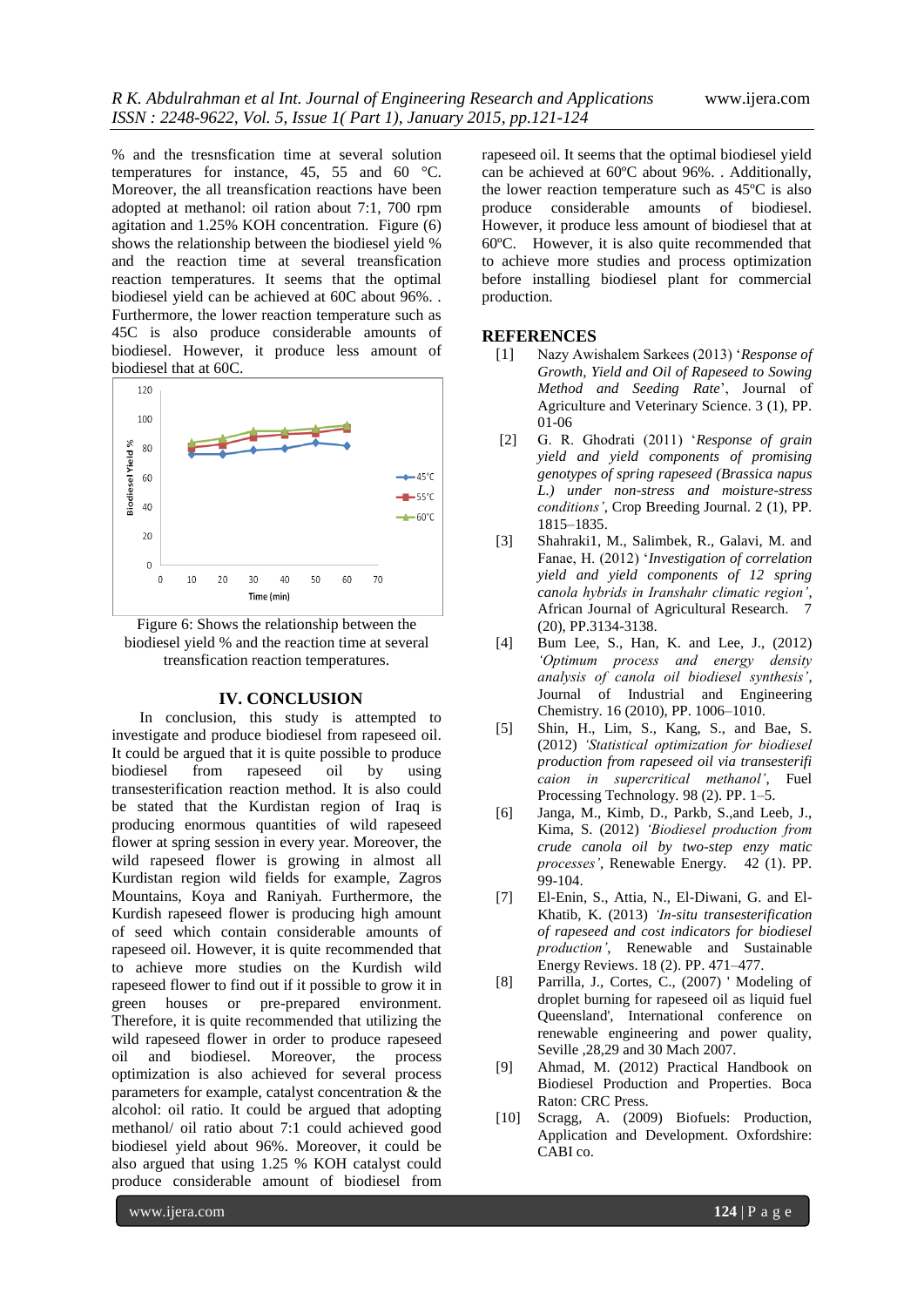% and the tresnsfication time at several solution temperatures for instance, 45, 55 and 60 °C. Moreover, the all transfication reactions have been adopted at methanol: oil ration about 7:1, 700 rpm agitation and 1.25% KOH concentration. Figure (6) shows the relationship between the biodiesel yield % and the reaction time at several treansfication reaction temperatures. It seems that the optimal biodiesel yield can be achieved at 60C about 96%. . Furthermore, the lower reaction temperature such as 45C is also produce considerable amounts of biodiesel. However, it produce less amount of biodiesel that at 60C.

Biodiesel Yield %

120
100
80
60
40
20
0

0 10 20 30 40 50 60 70

Time (min)

45°C
55°C
60°C

Figure 6: Shows the relationship between the biodiesel yield % and the reaction time at several treansfication reaction temperatures.

## IV. CONCLUSION

In conclusion, this study is attempted to investigate and produce biodiesel from rapeseed oil. It could be argued that it is quite possible to produce biodiesel from rapeseed oil by using transesterification reaction method. It is also could be stated that the Kurdistan region of Iraq is producing enormous quantities of wild rapeseed flower at spring session in every year. Moreover, the wild rapeseed flower is growing in almost all Kurdistan region wild fields for example, Zagros Mountains, Koya and Raniyah. Furthermore, the Kurdish rapeseed flower is producing high amount of seed which contain considerable amounts of rapeseed oil. However, it is quite recommended that to achieve more studies on the Kurdish wild rapeseed flower to find out if it possible to grow it in green houses or pre-prepared environment. Therefore, it is quite recommended that utilizing the wild rapeseed flower in order to produce rapeseed oil and biodiesel. Moreover, the process optimization is also achieved for several process parameters for example, catalyst concentration & the alcohol: oil ratio. It could be argued that adopting methanol/ oil ratio about 7:1 could achieved good biodiesel yield about 96%. Moreover, it could be also argued that using 1.25 % KOH catalyst could produce considerable amount of biodiesel from rapeseed oil. It seems that the optimal biodiesel yield can be achieved at 60ºC about 96%. . Additionally, the lower reaction temperature such as 45ºC is also produce considerable amounts of biodiesel. However, it produce less amount of biodiesel that at 60ºC. However, it is also quite recommended that to achieve more studies and process optimization before installing biodiesel plant for commercial production.

## REFERENCES

[1] Nazy Awishalem Sarkees (2013) '*Response of Growth, Yield and Oil of Rapeseed to Sowing Method and Seeding Rate*', Journal of Agriculture and Veterinary Science. 3 (1), PP. 01-06

[2] G. R. Ghodrati (2011) '*Response of grain yield and yield components of promising genotypes of spring rapeseed (Brassica napus L.) under non-stress and moisture-stress conditions'*, Crop Breeding Journal. 2 (1), PP. 1815–1835.

[3] Shahraki1, M., Salimbek, R., Galavi, M. and Fanae, H. (2012) '*Investigation of correlation yield and yield components of 12 spring canola hybrids in Iranshahr climatic region'*, African Journal of Agricultural Research. 7 (20), PP.3134-3138.

[4] Bum Lee, S., Han, K. and Lee, J., (2012) *'Optimum process and energy density analysis of canola oil biodiesel synthesis'*, Journal of Industrial and Engineering Chemistry. 16 (2010), PP. 1006–1010.

[5] Shin, H., Lim, S., Kang, S., and Bae, S. (2012) *'Statistical optimization for biodiesel production from rapeseed oil via transesterifi caion in supercritical methanol'*, Fuel Processing Technology. 98 (2). PP. 1–5.

[6] Janga, M., Kimb, D., Parkb, S.,and Leeb, J., Kima, S. (2012) *'Biodiesel production from crude canola oil by two-step enzy matic processes'*, Renewable Energy. 42 (1). PP. 99-104.

[7] El-Enin, S., Attia, N., El-Diwani, G. and El-Khatib, K. (2013) *'In-situ transesterification of rapeseed and cost indicators for biodiesel production'*, Renewable and Sustainable Energy Reviews. 18 (2). PP. 471–477.

[8] Parrilla, J., Cortes, C., (2007) ' Modeling of droplet burning for rapeseed oil as liquid fuel Queensland', International conference on renewable engineering and power quality, Seville ,28,29 and 30 Mach 2007.

[9] Ahmad, M. (2012) Practical Handbook on Biodiesel Production and Properties. Boca Raton: CRC Press.

[10] Scragg, A. (2009) Biofuels: Production, Application and Development. Oxfordshire: CABI co.